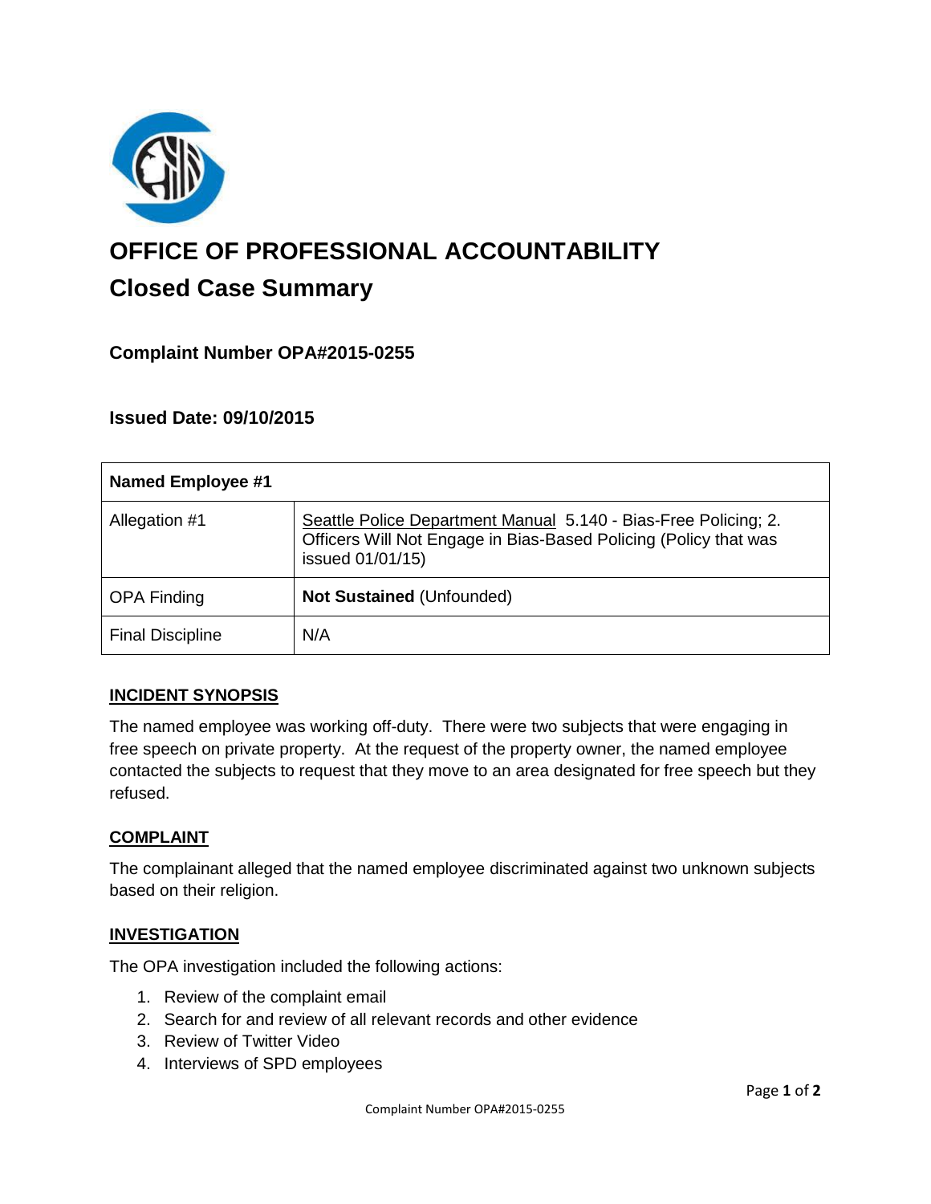# OFFICE OF PROFESSIONAL ACCOUNTABILITY

## Closed Case Summary

### Complaint Number OPA#2015-0255

### Issued Date: 09/10/2015

| Named Employee #1 | |
|---|---|
| Allegation #1 | Seattle Police Department Manual 5.140 - Bias-Free Policing; 2. Officers Will Not Engage in Bias-Based Policing (Policy that was issued 01/01/15) |
| OPA Finding | **Not Sustained** (Unfounded) |
| Final Discipline | N/A |

**INCIDENT SYNOPSIS**

The named employee was working off-duty. There were two subjects that were engaging in free speech on private property. At the request of the property owner, the named employee contacted the subjects to request that they move to an area designated for free speech but they refused.

**COMPLAINT**

The complainant alleged that the named employee discriminated against two unknown subjects based on their religion.

**INVESTIGATION**

The OPA investigation included the following actions:

1. Review of the complaint email
2. Search for and review of all relevant records and other evidence
3. Review of Twitter Video
4. Interviews of SPD employees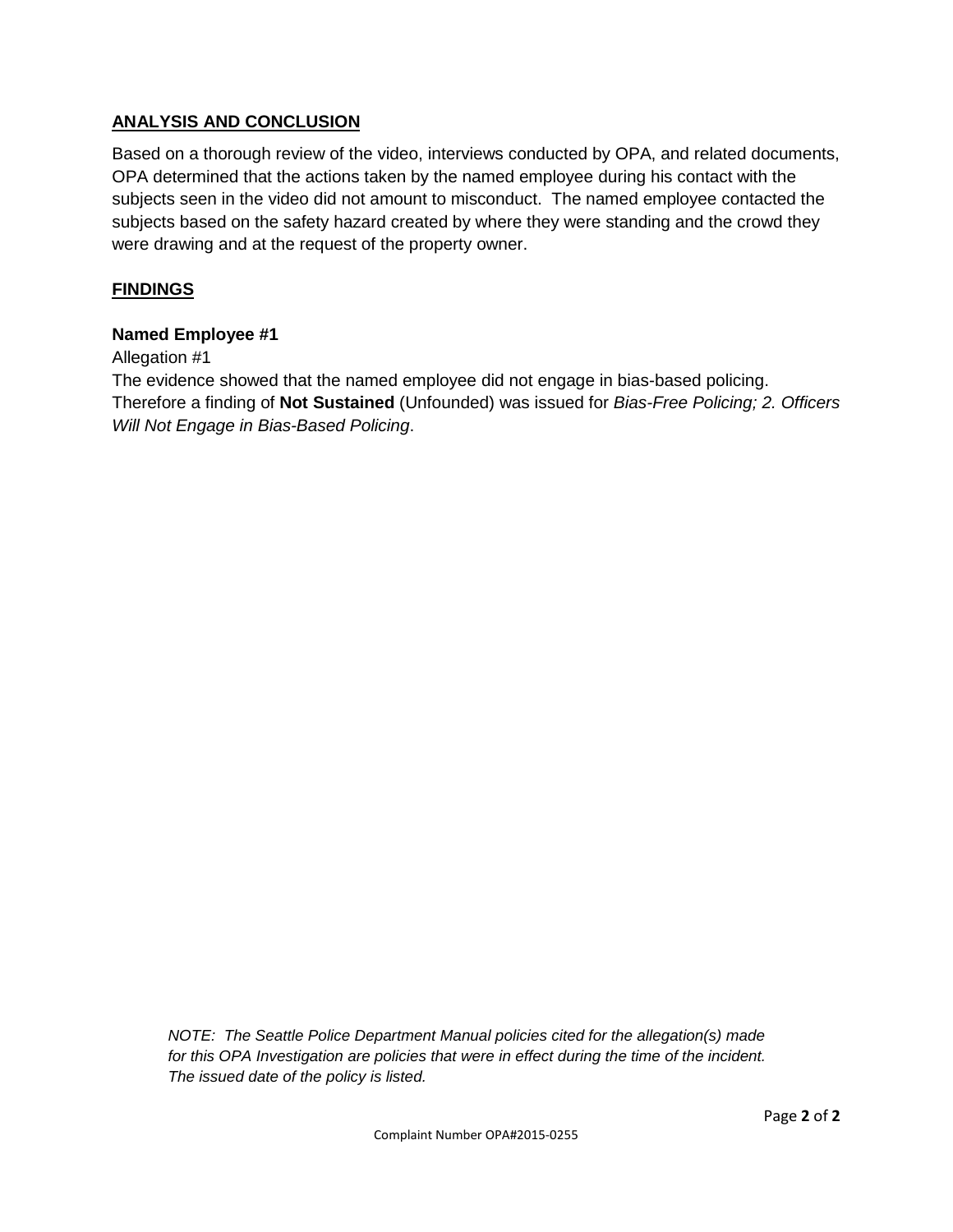## ANALYSIS AND CONCLUSION

Based on a thorough review of the video, interviews conducted by OPA, and related documents, OPA determined that the actions taken by the named employee during his contact with the subjects seen in the video did not amount to misconduct. The named employee contacted the subjects based on the safety hazard created by where they were standing and the crowd they were drawing and at the request of the property owner.

## FINDINGS

### Named Employee #1

Allegation #1

The evidence showed that the named employee did not engage in bias-based policing. Therefore a finding of **Not Sustained** (Unfounded) was issued for *Bias-Free Policing; 2. Officers Will Not Engage in Bias-Based Policing*.

*NOTE: The Seattle Police Department Manual policies cited for the allegation(s) made for this OPA Investigation are policies that were in effect during the time of the incident. The issued date of the policy is listed.*

Complaint Number OPA#2015-0255